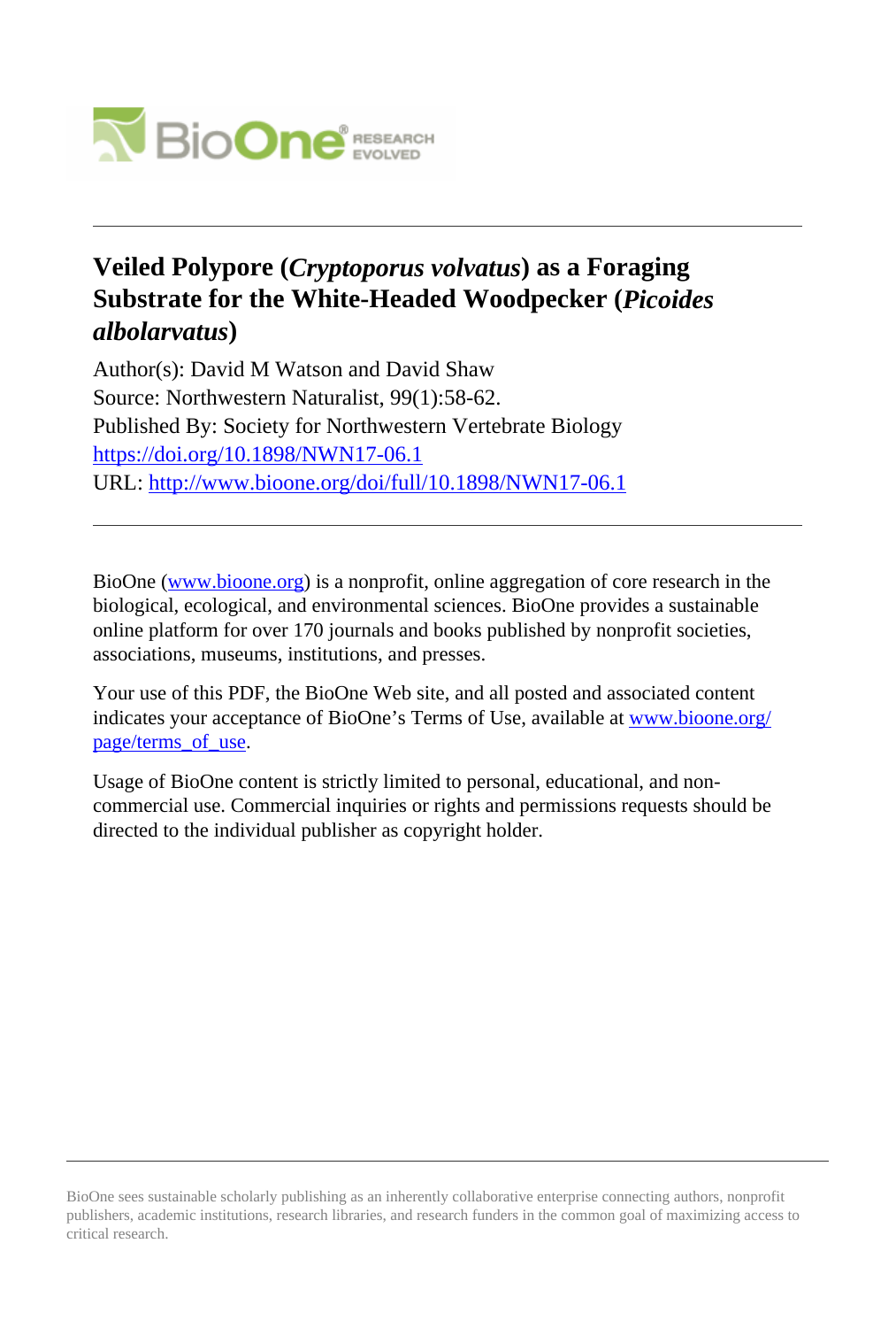# Veiled Polypore (*Cryptoporus volvatus*) as a Foraging Substrate for the White-Headed Woodpecker (*Picoides albolarvatus*)

Author(s): David M Watson and David Shaw

Source: Northwestern Naturalist, 99(1):58-62.

Published By: Society for Northwestern Vertebrate Biology

https://doi.org/10.1898/NWN17-06.1

URL: http://www.bioone.org/doi/full/10.1898/NWN17-06.1

---

BioOne (www.bioone.org) is a nonprofit, online aggregation of core research in the biological, ecological, and environmental sciences. BioOne provides a sustainable online platform for over 170 journals and books published by nonprofit societies, associations, museums, institutions, and presses.

Your use of this PDF, the BioOne Web site, and all posted and associated content indicates your acceptance of BioOne's Terms of Use, available at www.bioone.org/page/terms_of_use.

Usage of BioOne content is strictly limited to personal, educational, and non-commercial use. Commercial inquiries or rights and permissions requests should be directed to the individual publisher as copyright holder.

---

BioOne sees sustainable scholarly publishing as an inherently collaborative enterprise connecting authors, nonprofit publishers, academic institutions, research libraries, and research funders in the common goal of maximizing access to critical research.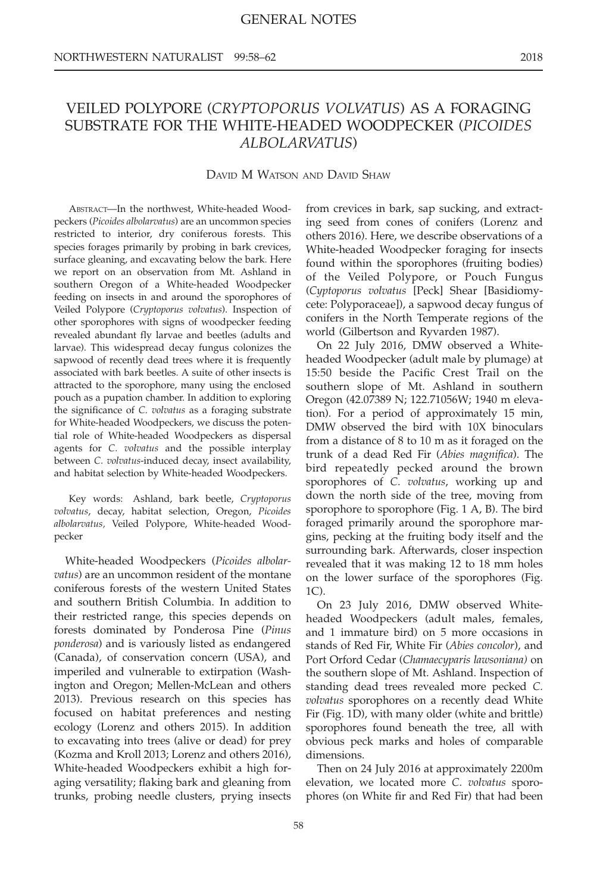# GENERAL NOTES

## VEILED POLYPORE (*CRYPTOPORUS VOLVATUS*) AS A FORAGING SUBSTRATE FOR THE WHITE-HEADED WOODPECKER (*PICOIDES ALBOLARVATUS*)

DAVID M WATSON AND DAVID SHAW

ABSTRACT—In the northwest, White-headed Woodpeckers (*Picoides albolarvatus*) are an uncommon species restricted to interior, dry coniferous forests. This species forages primarily by probing in bark crevices, surface gleaning, and excavating below the bark. Here we report on an observation from Mt. Ashland in southern Oregon of a White-headed Woodpecker feeding on insects in and around the sporophores of Veiled Polypore (*Cryptoporus volvatus*). Inspection of other sporophores with signs of woodpecker feeding revealed abundant fly larvae and beetles (adults and larvae). This widespread decay fungus colonizes the sapwood of recently dead trees where it is frequently associated with bark beetles. A suite of other insects is attracted to the sporophore, many using the enclosed pouch as a pupation chamber. In addition to exploring the significance of *C. volvatus* as a foraging substrate for White-headed Woodpeckers, we discuss the potential role of White-headed Woodpeckers as dispersal agents for *C. volvatus* and the possible interplay between *C. volvatus*-induced decay, insect availability, and habitat selection by White-headed Woodpeckers.

Key words: Ashland, bark beetle, *Cryptoporus volvatus*, decay, habitat selection, Oregon, *Picoides albolarvatus,* Veiled Polypore, White-headed Woodpecker

White-headed Woodpeckers (*Picoides albolarvatus*) are an uncommon resident of the montane coniferous forests of the western United States and southern British Columbia. In addition to their restricted range, this species depends on forests dominated by Ponderosa Pine (*Pinus ponderosa*) and is variously listed as endangered (Canada), of conservation concern (USA), and imperiled and vulnerable to extirpation (Washington and Oregon; Mellen-McLean and others 2013). Previous research on this species has focused on habitat preferences and nesting ecology (Lorenz and others 2015). In addition to excavating into trees (alive or dead) for prey (Kozma and Kroll 2013; Lorenz and others 2016), White-headed Woodpeckers exhibit a high foraging versatility; flaking bark and gleaning from trunks, probing needle clusters, prying insects from crevices in bark, sap sucking, and extracting seed from cones of conifers (Lorenz and others 2016). Here, we describe observations of a White-headed Woodpecker foraging for insects found within the sporophores (fruiting bodies) of the Veiled Polypore, or Pouch Fungus (*Cyptoporus volvatus* [Peck] Shear [Basidiomycete: Polyporaceae]), a sapwood decay fungus of conifers in the North Temperate regions of the world (Gilbertson and Ryvarden 1987).

On 22 July 2016, DMW observed a White-headed Woodpecker (adult male by plumage) at 15:50 beside the Pacific Crest Trail on the southern slope of Mt. Ashland in southern Oregon (42.07389 N; 122.71056W; 1940 m elevation). For a period of approximately 15 min, DMW observed the bird with 10X binoculars from a distance of 8 to 10 m as it foraged on the trunk of a dead Red Fir (*Abies magnifica*). The bird repeatedly pecked around the brown sporophores of *C. volvatus*, working up and down the north side of the tree, moving from sporophore to sporophore (Fig. 1 A, B). The bird foraged primarily around the sporophore margins, pecking at the fruiting body itself and the surrounding bark. Afterwards, closer inspection revealed that it was making 12 to 18 mm holes on the lower surface of the sporophores (Fig. 1C).

On 23 July 2016, DMW observed White-headed Woodpeckers (adult males, females, and 1 immature bird) on 5 more occasions in stands of Red Fir, White Fir (*Abies concolor*), and Port Orford Cedar (*Chamaecyparis lawsoniana)* on the southern slope of Mt. Ashland. Inspection of standing dead trees revealed more pecked *C. volvatus* sporophores on a recently dead White Fir (Fig. 1D), with many older (white and brittle) sporophores found beneath the tree, all with obvious peck marks and holes of comparable dimensions.

Then on 24 July 2016 at approximately 2200m elevation, we located more *C. volvatus* sporophores (on White fir and Red Fir) that had been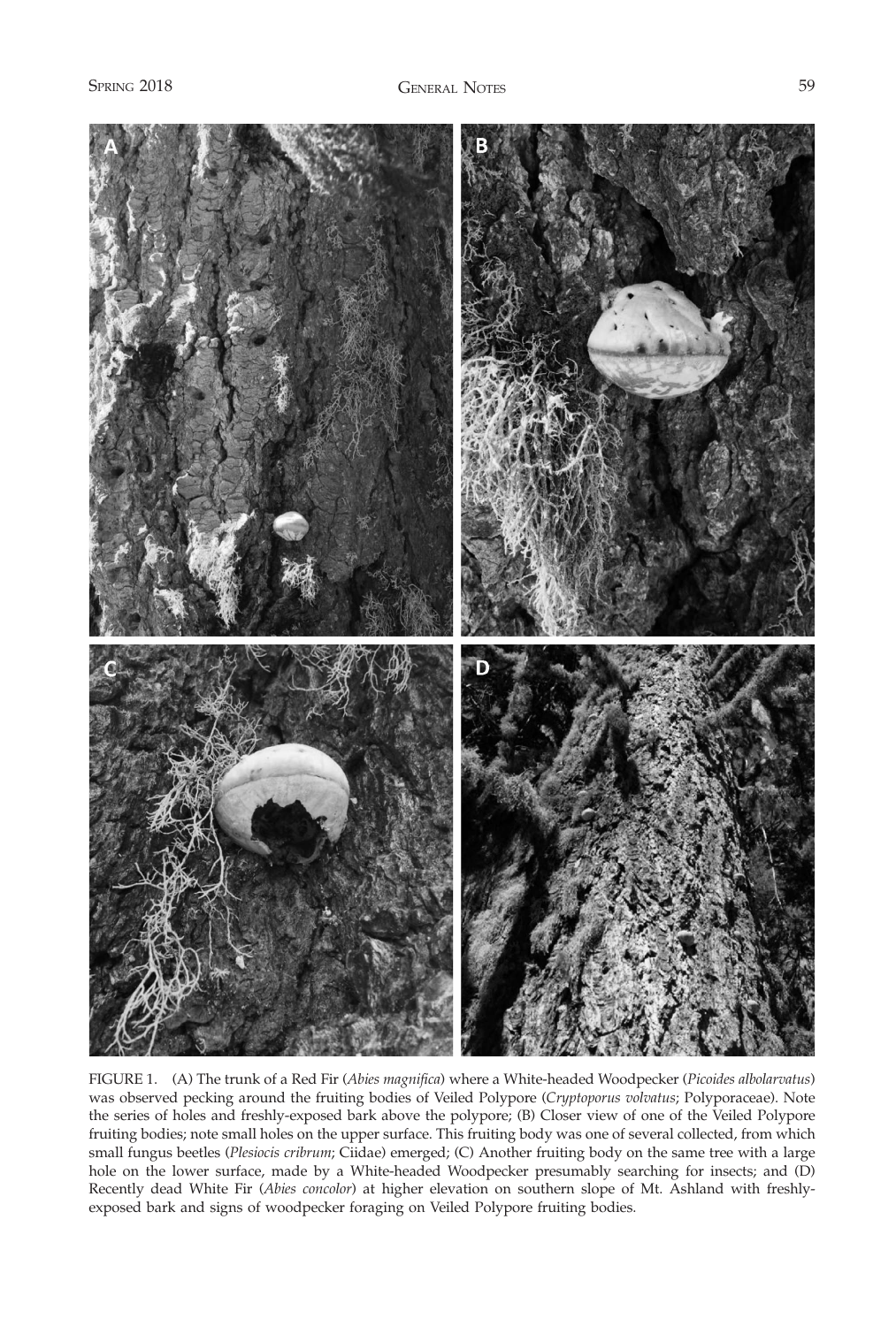FIGURE 1. (A) The trunk of a Red Fir (*Abies magnifica*) where a White-headed Woodpecker (*Picoides albolarvatus*) was observed pecking around the fruiting bodies of Veiled Polypore (*Cryptoporus volvatus*; Polyporaceae). Note the series of holes and freshly-exposed bark above the polypore; (B) Closer view of one of the Veiled Polypore fruiting bodies; note small holes on the upper surface. This fruiting body was one of several collected, from which small fungus beetles (*Plesiocis cribrum*; Ciidae) emerged; (C) Another fruiting body on the same tree with a large hole on the lower surface, made by a White-headed Woodpecker presumably searching for insects; and (D) Recently dead White Fir (*Abies concolor*) at higher elevation on southern slope of Mt. Ashland with freshly-exposed bark and signs of woodpecker foraging on Veiled Polypore fruiting bodies.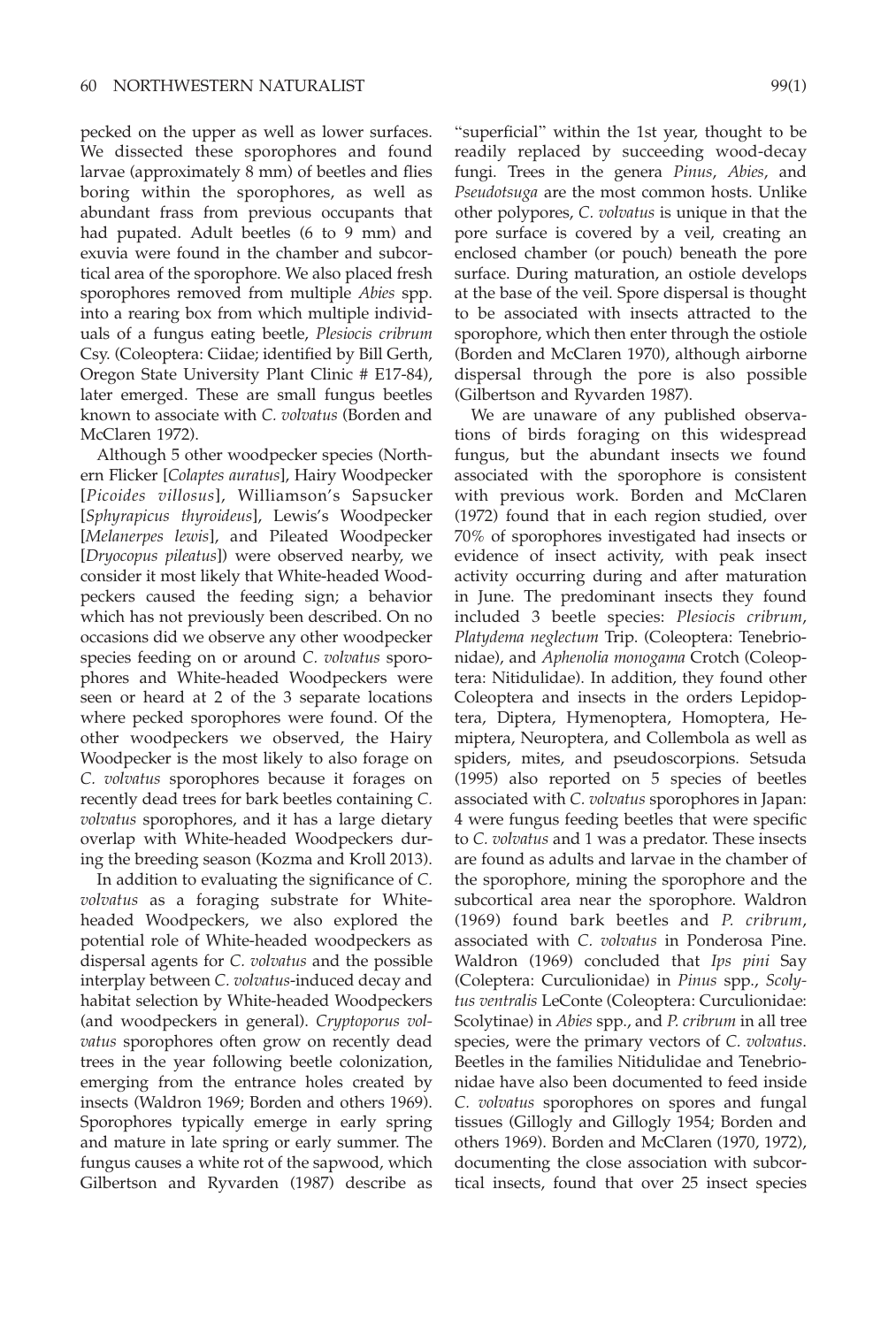pecked on the upper as well as lower surfaces. We dissected these sporophores and found larvae (approximately 8 mm) of beetles and flies boring within the sporophores, as well as abundant frass from previous occupants that had pupated. Adult beetles (6 to 9 mm) and exuvia were found in the chamber and subcortical area of the sporophore. We also placed fresh sporophores removed from multiple *Abies* spp. into a rearing box from which multiple individuals of a fungus eating beetle, *Plesiocis cribrum* Csy. (Coleoptera: Ciidae; identified by Bill Gerth, Oregon State University Plant Clinic # E17-84), later emerged. These are small fungus beetles known to associate with *C. volvatus* (Borden and McClaren 1972).

Although 5 other woodpecker species (Northern Flicker [*Colaptes auratus*], Hairy Woodpecker [*Picoides villosus*], Williamson's Sapsucker [*Sphyrapicus thyroideus*], Lewis's Woodpecker [*Melanerpes lewis*], and Pileated Woodpecker [*Dryocopus pileatus*]) were observed nearby, we consider it most likely that White-headed Woodpeckers caused the feeding sign; a behavior which has not previously been described. On no occasions did we observe any other woodpecker species feeding on or around *C. volvatus* sporophores and White-headed Woodpeckers were seen or heard at 2 of the 3 separate locations where pecked sporophores were found. Of the other woodpeckers we observed, the Hairy Woodpecker is the most likely to also forage on *C. volvatus* sporophores because it forages on recently dead trees for bark beetles containing *C. volvatus* sporophores, and it has a large dietary overlap with White-headed Woodpeckers during the breeding season (Kozma and Kroll 2013).

In addition to evaluating the significance of *C. volvatus* as a foraging substrate for White-headed Woodpeckers, we also explored the potential role of White-headed woodpeckers as dispersal agents for *C. volvatus* and the possible interplay between *C. volvatus*-induced decay and habitat selection by White-headed Woodpeckers (and woodpeckers in general). *Cryptoporus volvatus* sporophores often grow on recently dead trees in the year following beetle colonization, emerging from the entrance holes created by insects (Waldron 1969; Borden and others 1969). Sporophores typically emerge in early spring and mature in late spring or early summer. The fungus causes a white rot of the sapwood, which Gilbertson and Ryvarden (1987) describe as "superficial" within the 1st year, thought to be readily replaced by succeeding wood-decay fungi. Trees in the genera *Pinus*, *Abies*, and *Pseudotsuga* are the most common hosts. Unlike other polypores, *C. volvatus* is unique in that the pore surface is covered by a veil, creating an enclosed chamber (or pouch) beneath the pore surface. During maturation, an ostiole develops at the base of the veil. Spore dispersal is thought to be associated with insects attracted to the sporophore, which then enter through the ostiole (Borden and McClaren 1970), although airborne dispersal through the pore is also possible (Gilbertson and Ryvarden 1987).

We are unaware of any published observations of birds foraging on this widespread fungus, but the abundant insects we found associated with the sporophore is consistent with previous work. Borden and McClaren (1972) found that in each region studied, over 70% of sporophores investigated had insects or evidence of insect activity, with peak insect activity occurring during and after maturation in June. The predominant insects they found included 3 beetle species: *Plesiocis cribrum*, *Platydema neglectum* Trip. (Coleoptera: Tenebrionidae), and *Aphenolia monogama* Crotch (Coleoptera: Nitidulidae). In addition, they found other Coleoptera and insects in the orders Lepidoptera, Diptera, Hymenoptera, Homoptera, Hemiptera, Neuroptera, and Collembola as well as spiders, mites, and pseudoscorpions. Setsuda (1995) also reported on 5 species of beetles associated with *C. volvatus* sporophores in Japan: 4 were fungus feeding beetles that were specific to *C. volvatus* and 1 was a predator. These insects are found as adults and larvae in the chamber of the sporophore, mining the sporophore and the subcortical area near the sporophore. Waldron (1969) found bark beetles and *P. cribrum*, associated with *C. volvatus* in Ponderosa Pine. Waldron (1969) concluded that *Ips pini* Say (Coleptera: Curculionidae) in *Pinus* spp., *Scolytus ventralis* LeConte (Coleoptera: Curculionidae: Scolytinae) in *Abies* spp., and *P. cribrum* in all tree species, were the primary vectors of *C. volvatus*. Beetles in the families Nitidulidae and Tenebrionidae have also been documented to feed inside *C. volvatus* sporophores on spores and fungal tissues (Gillogly and Gillogly 1954; Borden and others 1969). Borden and McClaren (1970, 1972), documenting the close association with subcortical insects, found that over 25 insect species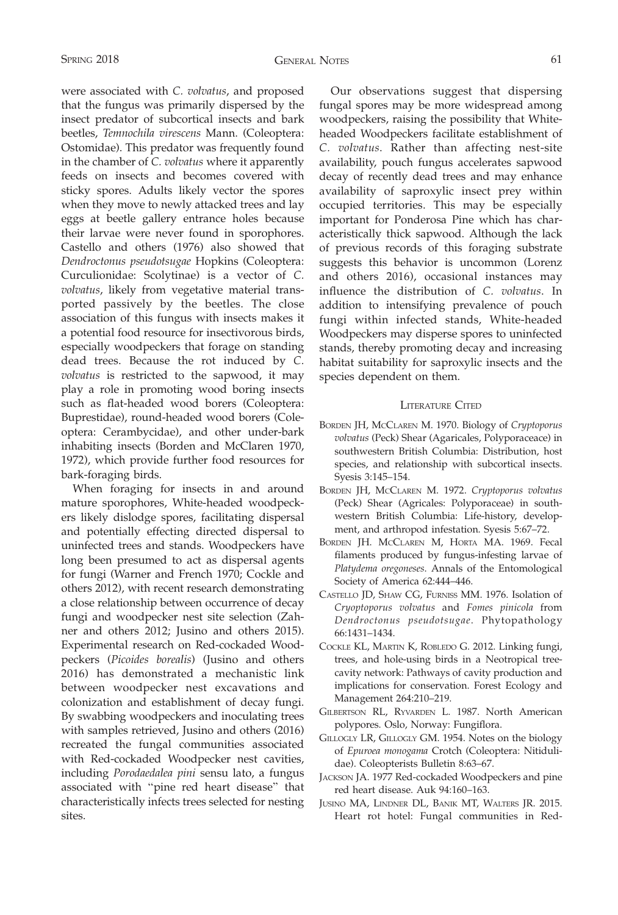were associated with *C. volvatus*, and proposed that the fungus was primarily dispersed by the insect predator of subcortical insects and bark beetles, *Temnochila virescens* Mann. (Coleoptera: Ostomidae). This predator was frequently found in the chamber of *C. volvatus* where it apparently feeds on insects and becomes covered with sticky spores. Adults likely vector the spores when they move to newly attacked trees and lay eggs at beetle gallery entrance holes because their larvae were never found in sporophores. Castello and others (1976) also showed that *Dendroctonus pseudotsugae* Hopkins (Coleoptera: Curculionidae: Scolytinae) is a vector of *C. volvatus*, likely from vegetative material transported passively by the beetles. The close association of this fungus with insects makes it a potential food resource for insectivorous birds, especially woodpeckers that forage on standing dead trees. Because the rot induced by *C. volvatus* is restricted to the sapwood, it may play a role in promoting wood boring insects such as flat-headed wood borers (Coleoptera: Buprestidae), round-headed wood borers (Coleoptera: Cerambycidae), and other under-bark inhabiting insects (Borden and McClaren 1970, 1972), which provide further food resources for bark-foraging birds.

When foraging for insects in and around mature sporophores, White-headed woodpeckers likely dislodge spores, facilitating dispersal and potentially effecting directed dispersal to uninfected trees and stands. Woodpeckers have long been presumed to act as dispersal agents for fungi (Warner and French 1970; Cockle and others 2012), with recent research demonstrating a close relationship between occurrence of decay fungi and woodpecker nest site selection (Zahner and others 2012; Jusino and others 2015). Experimental research on Red-cockaded Woodpeckers (*Picoides borealis*) (Jusino and others 2016) has demonstrated a mechanistic link between woodpecker nest excavations and colonization and establishment of decay fungi. By swabbing woodpeckers and inoculating trees with samples retrieved, Jusino and others (2016) recreated the fungal communities associated with Red-cockaded Woodpecker nest cavities, including *Porodaedalea pini* sensu lato, a fungus associated with "pine red heart disease" that characteristically infects trees selected for nesting sites.

Our observations suggest that dispersing fungal spores may be more widespread among woodpeckers, raising the possibility that White-headed Woodpeckers facilitate establishment of *C. volvatus*. Rather than affecting nest-site availability, pouch fungus accelerates sapwood decay of recently dead trees and may enhance availability of saproxylic insect prey within occupied territories. This may be especially important for Ponderosa Pine which has characteristically thick sapwood. Although the lack of previous records of this foraging substrate suggests this behavior is uncommon (Lorenz and others 2016), occasional instances may influence the distribution of *C. volvatus*. In addition to intensifying prevalence of pouch fungi within infected stands, White-headed Woodpeckers may disperse spores to uninfected stands, thereby promoting decay and increasing habitat suitability for saproxylic insects and the species dependent on them.

## Literature Cited

Borden JH, McClaren M. 1970. Biology of *Cryptoporus volvatus* (Peck) Shear (Agaricales, Polyporaceace) in southwestern British Columbia: Distribution, host species, and relationship with subcortical insects. Syesis 3:145–154.

Borden JH, McClaren M. 1972. *Cryptoporus volvatus* (Peck) Shear (Agricales: Polyporaceae) in southwestern British Columbia: Life-history, development, and arthropod infestation. Syesis 5:67–72.

Borden JH. McClaren M, Horta MA. 1969. Fecal filaments produced by fungus-infesting larvae of *Platydema oregoneses.* Annals of the Entomological Society of America 62:444–446.

Castello JD, Shaw CG, Furniss MM. 1976. Isolation of *Cryoptoporus volvatus* and *Fomes pinicola* from *Dendroctonus pseudotsugae*. Phytopathology 66:1431–1434.

Cockle KL, Martin K, Robledo G. 2012. Linking fungi, trees, and hole-using birds in a Neotropical tree-cavity network: Pathways of cavity production and implications for conservation. Forest Ecology and Management 264:210–219.

Gilbertson RL, Ryvarden L. 1987. North American polypores. Oslo, Norway: Fungiflora.

Gillogly LR, Gillogly GM. 1954. Notes on the biology of *Epuroea monogama* Crotch (Coleoptera: Nitidulidae). Coleopterists Bulletin 8:63–67.

Jackson JA. 1977 Red-cockaded Woodpeckers and pine red heart disease. Auk 94:160–163.

Jusino MA, Lindner DL, Banik MT, Walters JR. 2015. Heart rot hotel: Fungal communities in Red-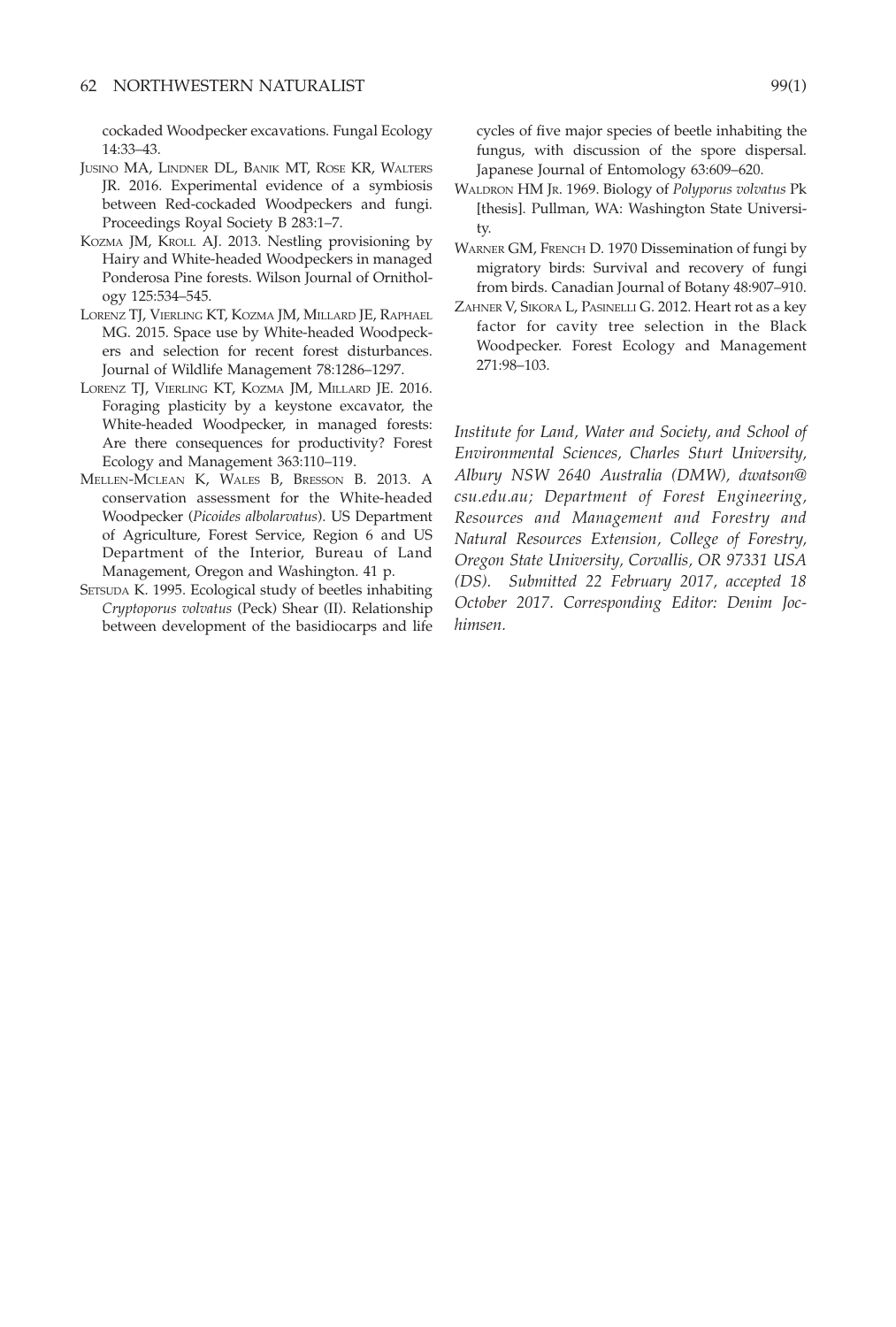cockaded Woodpecker excavations. Fungal Ecology 14:33–43.

JUSINO MA, LINDNER DL, BANIK MT, ROSE KR, WALTERS JR. 2016. Experimental evidence of a symbiosis between Red-cockaded Woodpeckers and fungi. Proceedings Royal Society B 283:1–7.

KOZMA JM, KROLL AJ. 2013. Nestling provisioning by Hairy and White-headed Woodpeckers in managed Ponderosa Pine forests. Wilson Journal of Ornithology 125:534–545.

LORENZ TJ, VIERLING KT, KOZMA JM, MILLARD JE, RAPHAEL MG. 2015. Space use by White-headed Woodpeckers and selection for recent forest disturbances. Journal of Wildlife Management 78:1286–1297.

LORENZ TJ, VIERLING KT, KOZMA JM, MILLARD JE. 2016. Foraging plasticity by a keystone excavator, the White-headed Woodpecker, in managed forests: Are there consequences for productivity? Forest Ecology and Management 363:110–119.

MELLEN-MCLEAN K, WALES B, BRESSON B. 2013. A conservation assessment for the White-headed Woodpecker (*Picoides albolarvatus*). US Department of Agriculture, Forest Service, Region 6 and US Department of the Interior, Bureau of Land Management, Oregon and Washington. 41 p.

SETSUDA K. 1995. Ecological study of beetles inhabiting *Cryptoporus volvatus* (Peck) Shear (II). Relationship between development of the basidiocarps and life cycles of five major species of beetle inhabiting the fungus, with discussion of the spore dispersal. Japanese Journal of Entomology 63:609–620.

WALDRON HM JR. 1969. Biology of *Polyporus volvatus* Pk [thesis]. Pullman, WA: Washington State University.

WARNER GM, FRENCH D. 1970 Dissemination of fungi by migratory birds: Survival and recovery of fungi from birds. Canadian Journal of Botany 48:907–910.

ZAHNER V, SIKORA L, PASINELLI G. 2012. Heart rot as a key factor for cavity tree selection in the Black Woodpecker. Forest Ecology and Management 271:98–103.

*Institute for Land, Water and Society, and School of Environmental Sciences, Charles Sturt University, Albury NSW 2640 Australia (DMW), dwatson@csu.edu.au; Department of Forest Engineering, Resources and Management and Forestry and Natural Resources Extension, College of Forestry, Oregon State University, Corvallis, OR 97331 USA (DS). Submitted 22 February 2017, accepted 18 October 2017. Corresponding Editor: Denim Jochimsen.*